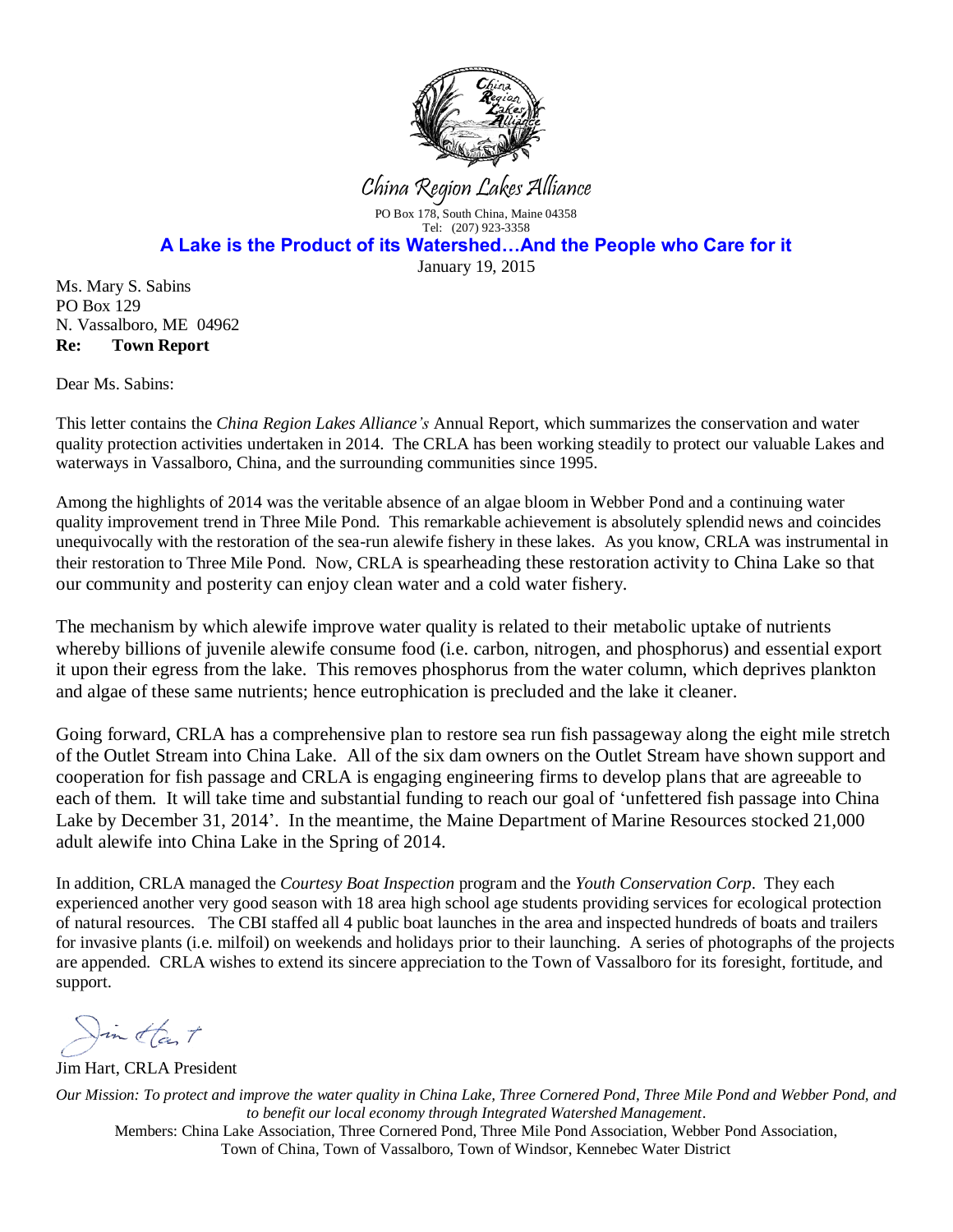China Region Lakes Alliance

PO Box 178, South China, Maine 04358
Tel: (207) 923-3358

**A Lake is the Product of its Watershed…And the People who Care for it**

January 19, 2015

Ms. Mary S. Sabins
PO Box 129
N. Vassalboro, ME 04962
**Re: Town Report**

Dear Ms. Sabins:

This letter contains the *China Region Lakes Alliance's* Annual Report, which summarizes the conservation and water quality protection activities undertaken in 2014. The CRLA has been working steadily to protect our valuable Lakes and waterways in Vassalboro, China, and the surrounding communities since 1995.

Among the highlights of 2014 was the veritable absence of an algae bloom in Webber Pond and a continuing water quality improvement trend in Three Mile Pond. This remarkable achievement is absolutely splendid news and coincides unequivocally with the restoration of the sea-run alewife fishery in these lakes. As you know, CRLA was instrumental in their restoration to Three Mile Pond. Now, CRLA is spearheading these restoration activity to China Lake so that our community and posterity can enjoy clean water and a cold water fishery.

The mechanism by which alewife improve water quality is related to their metabolic uptake of nutrients whereby billions of juvenile alewife consume food (i.e. carbon, nitrogen, and phosphorus) and essential export it upon their egress from the lake. This removes phosphorus from the water column, which deprives plankton and algae of these same nutrients; hence eutrophication is precluded and the lake it cleaner.

Going forward, CRLA has a comprehensive plan to restore sea run fish passageway along the eight mile stretch of the Outlet Stream into China Lake. All of the six dam owners on the Outlet Stream have shown support and cooperation for fish passage and CRLA is engaging engineering firms to develop plans that are agreeable to each of them. It will take time and substantial funding to reach our goal of 'unfettered fish passage into China Lake by December 31, 2014'. In the meantime, the Maine Department of Marine Resources stocked 21,000 adult alewife into China Lake in the Spring of 2014.

In addition, CRLA managed the *Courtesy Boat Inspection* program and the *Youth Conservation Corp*. They each experienced another very good season with 18 area high school age students providing services for ecological protection of natural resources. The CBI staffed all 4 public boat launches in the area and inspected hundreds of boats and trailers for invasive plants (i.e. milfoil) on weekends and holidays prior to their launching. A series of photographs of the projects are appended. CRLA wishes to extend its sincere appreciation to the Town of Vassalboro for its foresight, fortitude, and support.

Jim Hart, CRLA President

*Our Mission: To protect and improve the water quality in China Lake, Three Cornered Pond, Three Mile Pond and Webber Pond, and to benefit our local economy through Integrated Watershed Management*.

Members: China Lake Association, Three Cornered Pond, Three Mile Pond Association, Webber Pond Association, Town of China, Town of Vassalboro, Town of Windsor, Kennebec Water District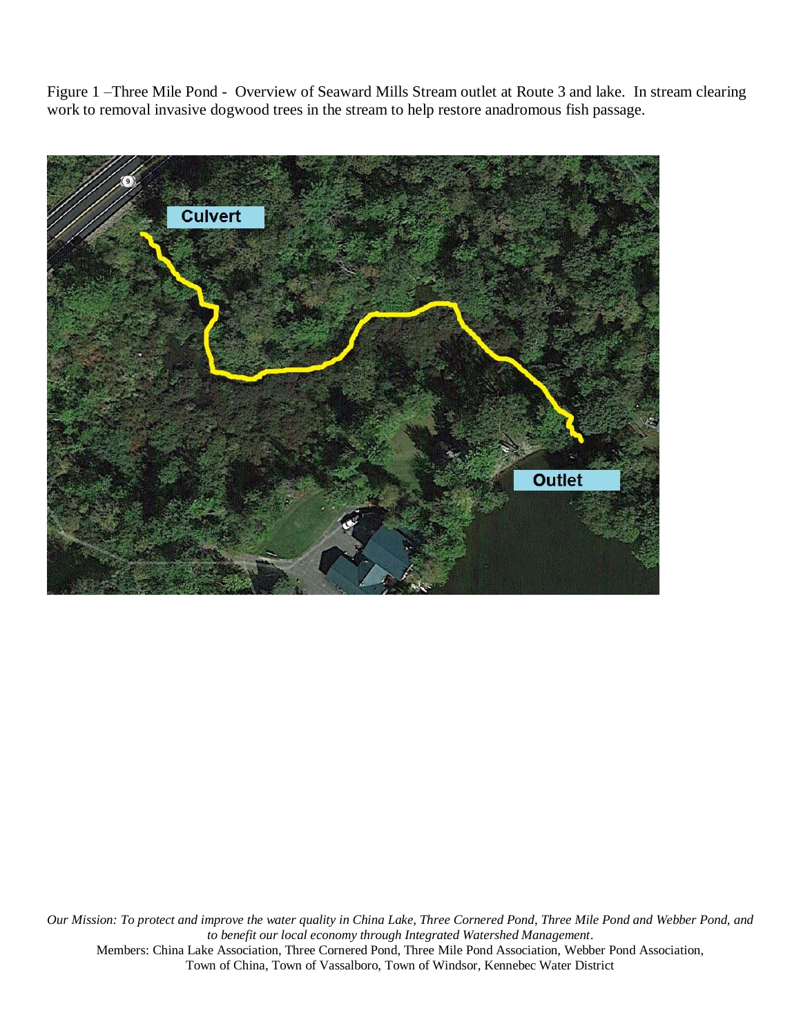Figure 1 –Three Mile Pond - Overview of Seaward Mills Stream outlet at Route 3 and lake. In stream clearing work to removal invasive dogwood trees in the stream to help restore anadromous fish passage.

*Our Mission: To protect and improve the water quality in China Lake, Three Cornered Pond, Three Mile Pond and Webber Pond, and to benefit our local economy through Integrated Watershed Management.*

Members: China Lake Association, Three Cornered Pond, Three Mile Pond Association, Webber Pond Association, Town of China, Town of Vassalboro, Town of Windsor, Kennebec Water District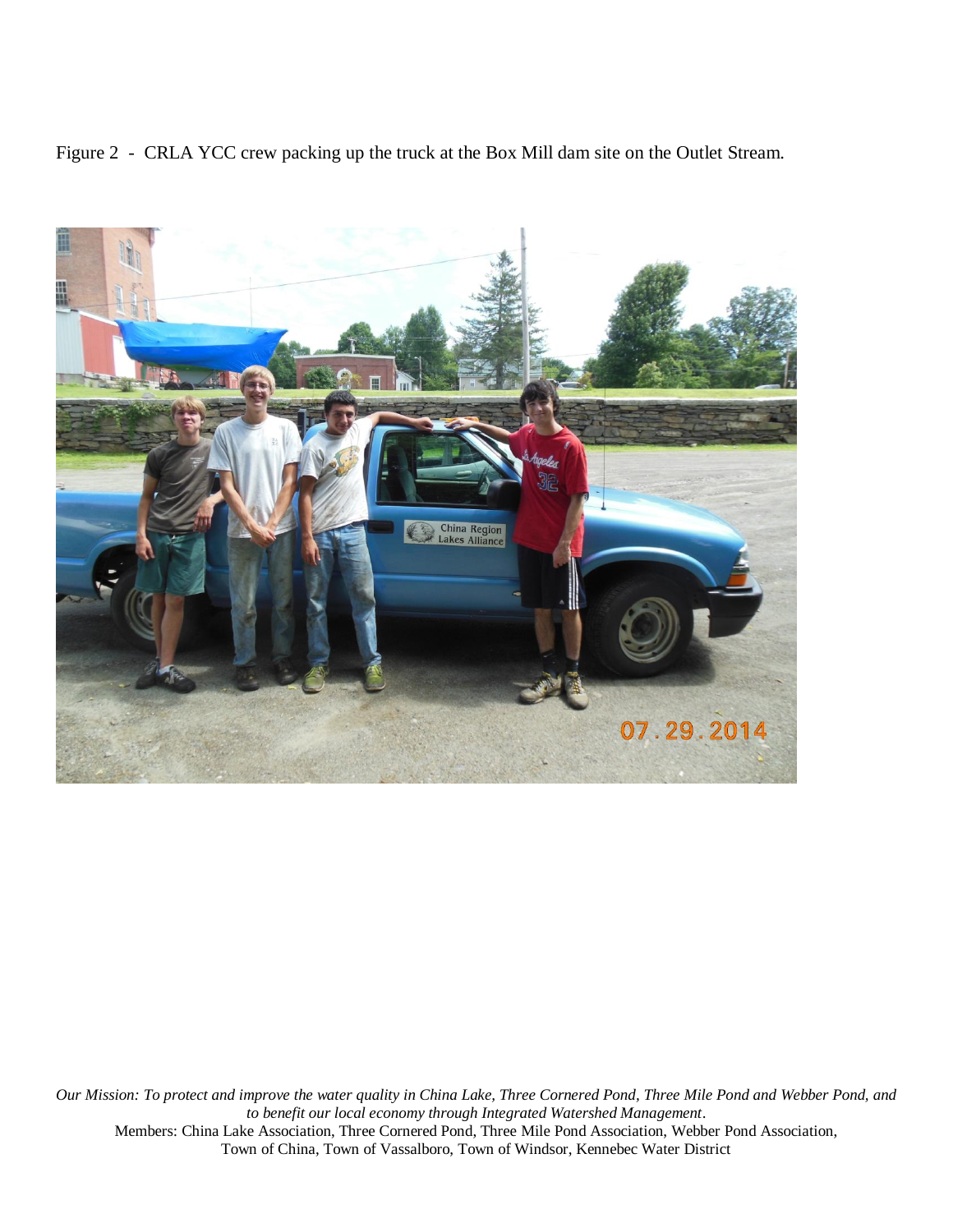Figure 2 - CRLA YCC crew packing up the truck at the Box Mill dam site on the Outlet Stream.

*Our Mission: To protect and improve the water quality in China Lake, Three Cornered Pond, Three Mile Pond and Webber Pond, and to benefit our local economy through Integrated Watershed Management.*
Members: China Lake Association, Three Cornered Pond, Three Mile Pond Association, Webber Pond Association, Town of China, Town of Vassalboro, Town of Windsor, Kennebec Water District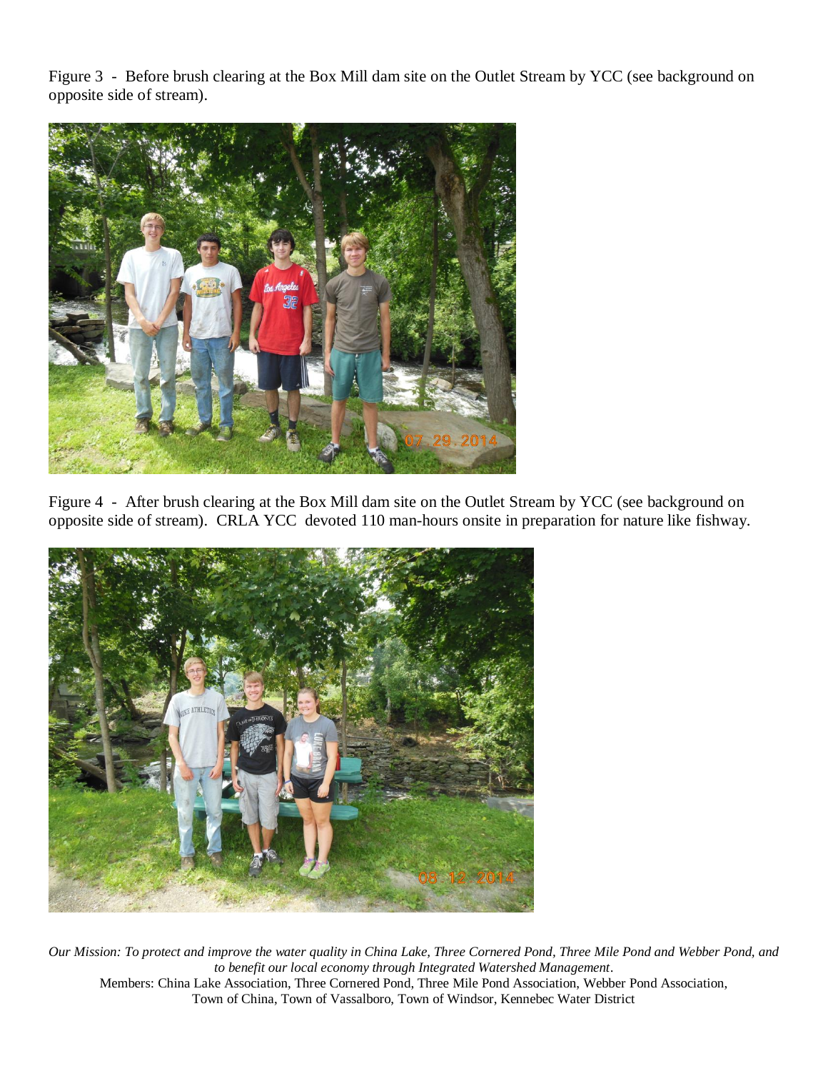Figure 3 - Before brush clearing at the Box Mill dam site on the Outlet Stream by YCC (see background on opposite side of stream).

Figure 4 - After brush clearing at the Box Mill dam site on the Outlet Stream by YCC (see background on opposite side of stream). CRLA YCC devoted 110 man-hours onsite in preparation for nature like fishway.

*Our Mission: To protect and improve the water quality in China Lake, Three Cornered Pond, Three Mile Pond and Webber Pond, and to benefit our local economy through Integrated Watershed Management.*

Members: China Lake Association, Three Cornered Pond, Three Mile Pond Association, Webber Pond Association, Town of China, Town of Vassalboro, Town of Windsor, Kennebec Water District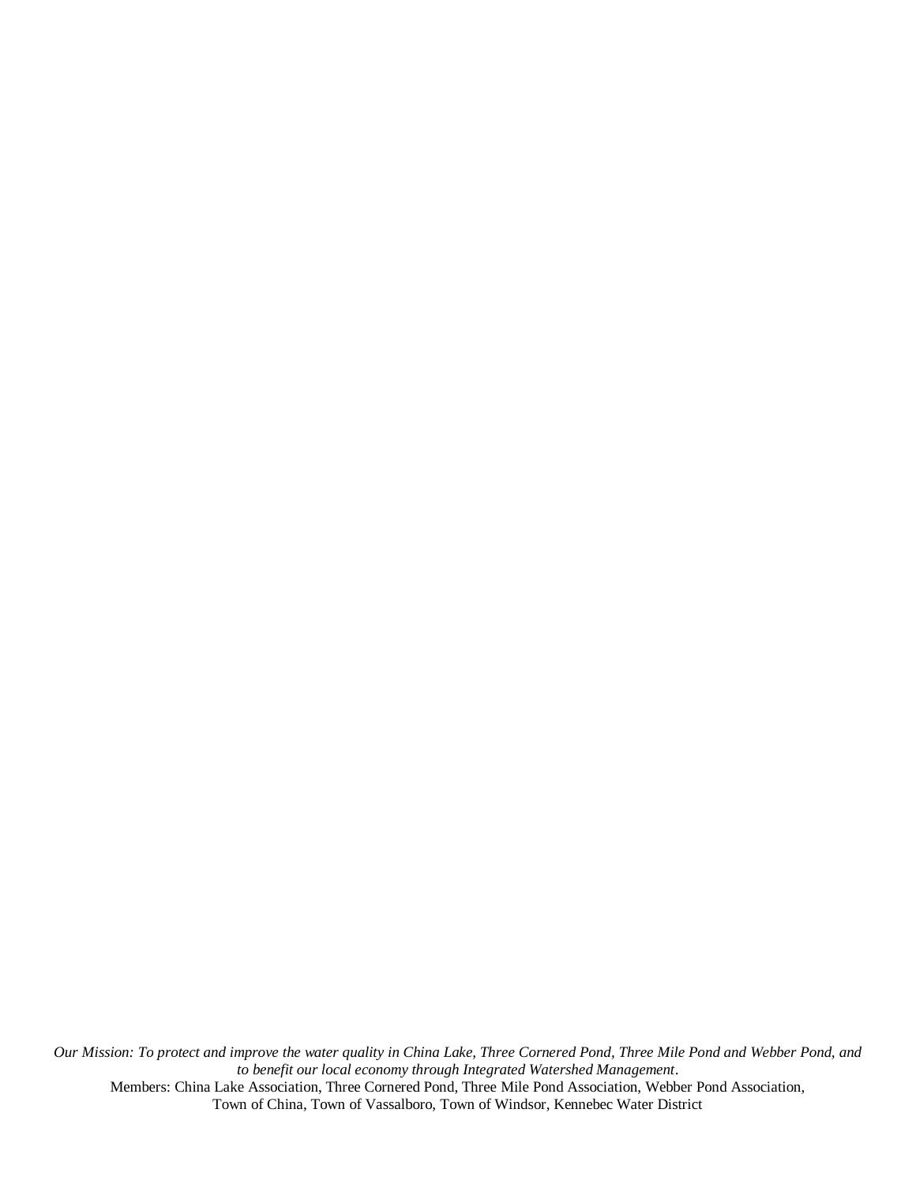*Our Mission: To protect and improve the water quality in China Lake, Three Cornered Pond, Three Mile Pond and Webber Pond, and to benefit our local economy through Integrated Watershed Management.*

Members: China Lake Association, Three Cornered Pond, Three Mile Pond Association, Webber Pond Association, Town of China, Town of Vassalboro, Town of Windsor, Kennebec Water District